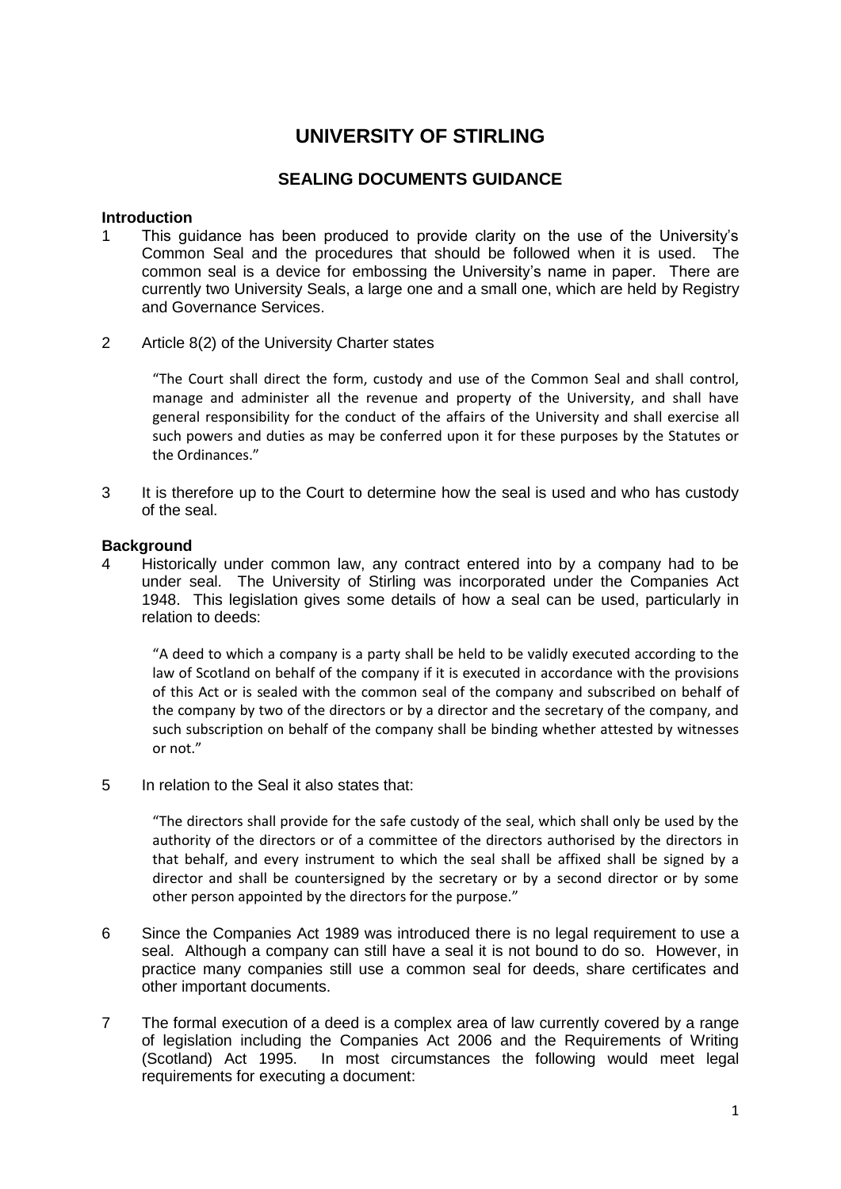# UNIVERSITY OF STIRLING

## SEALING DOCUMENTS GUIDANCE

### Introduction

1 This guidance has been produced to provide clarity on the use of the University's Common Seal and the procedures that should be followed when it is used. The common seal is a device for embossing the University's name in paper. There are currently two University Seals, a large one and a small one, which are held by Registry and Governance Services.

2 Article 8(2) of the University Charter states

> "The Court shall direct the form, custody and use of the Common Seal and shall control, manage and administer all the revenue and property of the University, and shall have general responsibility for the conduct of the affairs of the University and shall exercise all such powers and duties as may be conferred upon it for these purposes by the Statutes or the Ordinances."

3 It is therefore up to the Court to determine how the seal is used and who has custody of the seal.

### Background

4 Historically under common law, any contract entered into by a company had to be under seal. The University of Stirling was incorporated under the Companies Act 1948. This legislation gives some details of how a seal can be used, particularly in relation to deeds:

> "A deed to which a company is a party shall be held to be validly executed according to the law of Scotland on behalf of the company if it is executed in accordance with the provisions of this Act or is sealed with the common seal of the company and subscribed on behalf of the company by two of the directors or by a director and the secretary of the company, and such subscription on behalf of the company shall be binding whether attested by witnesses or not."

5 In relation to the Seal it also states that:

> "The directors shall provide for the safe custody of the seal, which shall only be used by the authority of the directors or of a committee of the directors authorised by the directors in that behalf, and every instrument to which the seal shall be affixed shall be signed by a director and shall be countersigned by the secretary or by a second director or by some other person appointed by the directors for the purpose."

6 Since the Companies Act 1989 was introduced there is no legal requirement to use a seal. Although a company can still have a seal it is not bound to do so. However, in practice many companies still use a common seal for deeds, share certificates and other important documents.

7 The formal execution of a deed is a complex area of law currently covered by a range of legislation including the Companies Act 2006 and the Requirements of Writing (Scotland) Act 1995. In most circumstances the following would meet legal requirements for executing a document: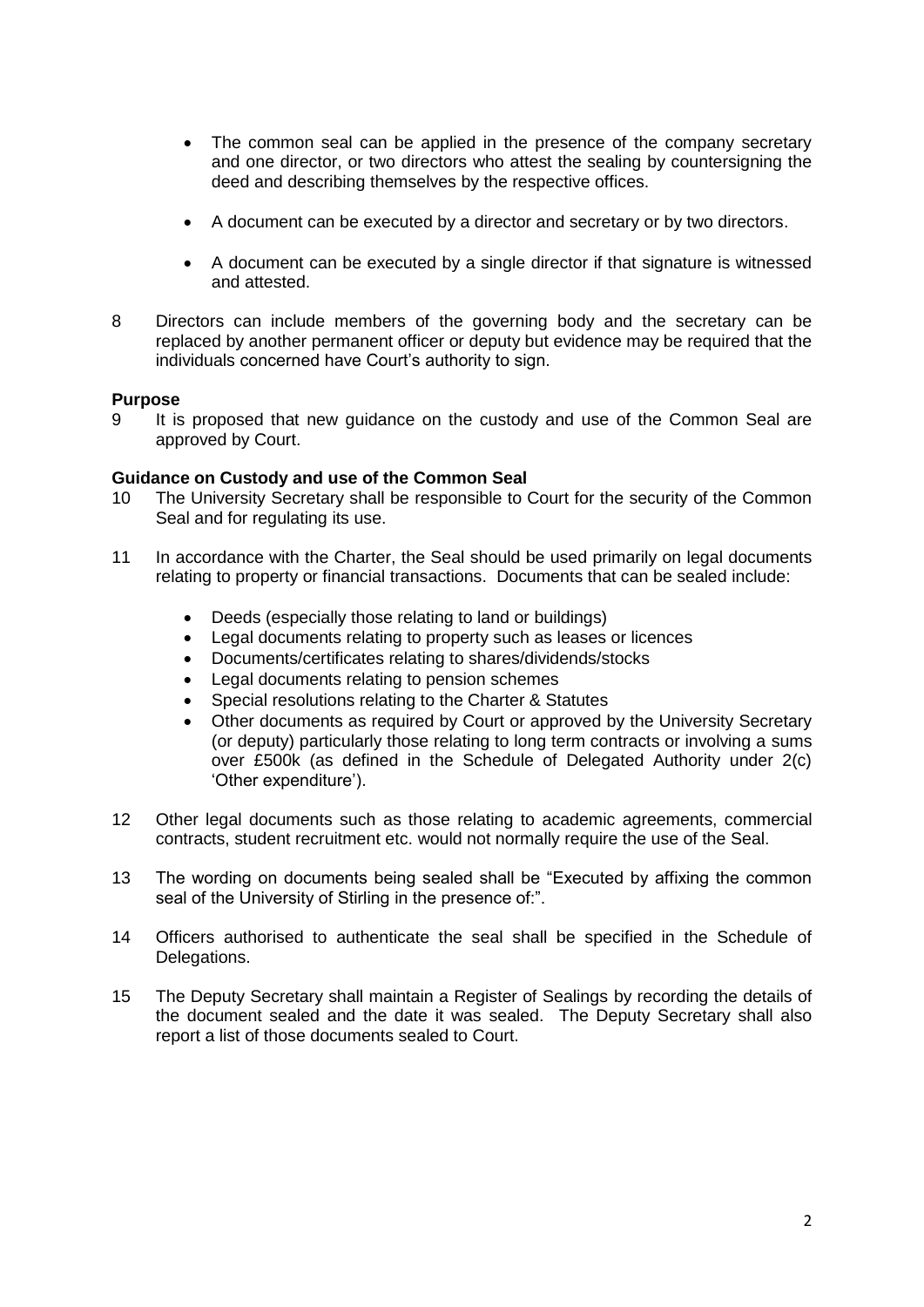- The common seal can be applied in the presence of the company secretary and one director, or two directors who attest the sealing by countersigning the deed and describing themselves by the respective offices.

- A document can be executed by a director and secretary or by two directors.

- A document can be executed by a single director if that signature is witnessed and attested.

8 Directors can include members of the governing body and the secretary can be replaced by another permanent officer or deputy but evidence may be required that the individuals concerned have Court's authority to sign.

**Purpose**

9 It is proposed that new guidance on the custody and use of the Common Seal are approved by Court.

**Guidance on Custody and use of the Common Seal**

10 The University Secretary shall be responsible to Court for the security of the Common Seal and for regulating its use.

11 In accordance with the Charter, the Seal should be used primarily on legal documents relating to property or financial transactions. Documents that can be sealed include:

- Deeds (especially those relating to land or buildings)
- Legal documents relating to property such as leases or licences
- Documents/certificates relating to shares/dividends/stocks
- Legal documents relating to pension schemes
- Special resolutions relating to the Charter & Statutes
- Other documents as required by Court or approved by the University Secretary (or deputy) particularly those relating to long term contracts or involving a sums over £500k (as defined in the Schedule of Delegated Authority under 2(c) 'Other expenditure').

12 Other legal documents such as those relating to academic agreements, commercial contracts, student recruitment etc. would not normally require the use of the Seal.

13 The wording on documents being sealed shall be "Executed by affixing the common seal of the University of Stirling in the presence of:".

14 Officers authorised to authenticate the seal shall be specified in the Schedule of Delegations.

15 The Deputy Secretary shall maintain a Register of Sealings by recording the details of the document sealed and the date it was sealed. The Deputy Secretary shall also report a list of those documents sealed to Court.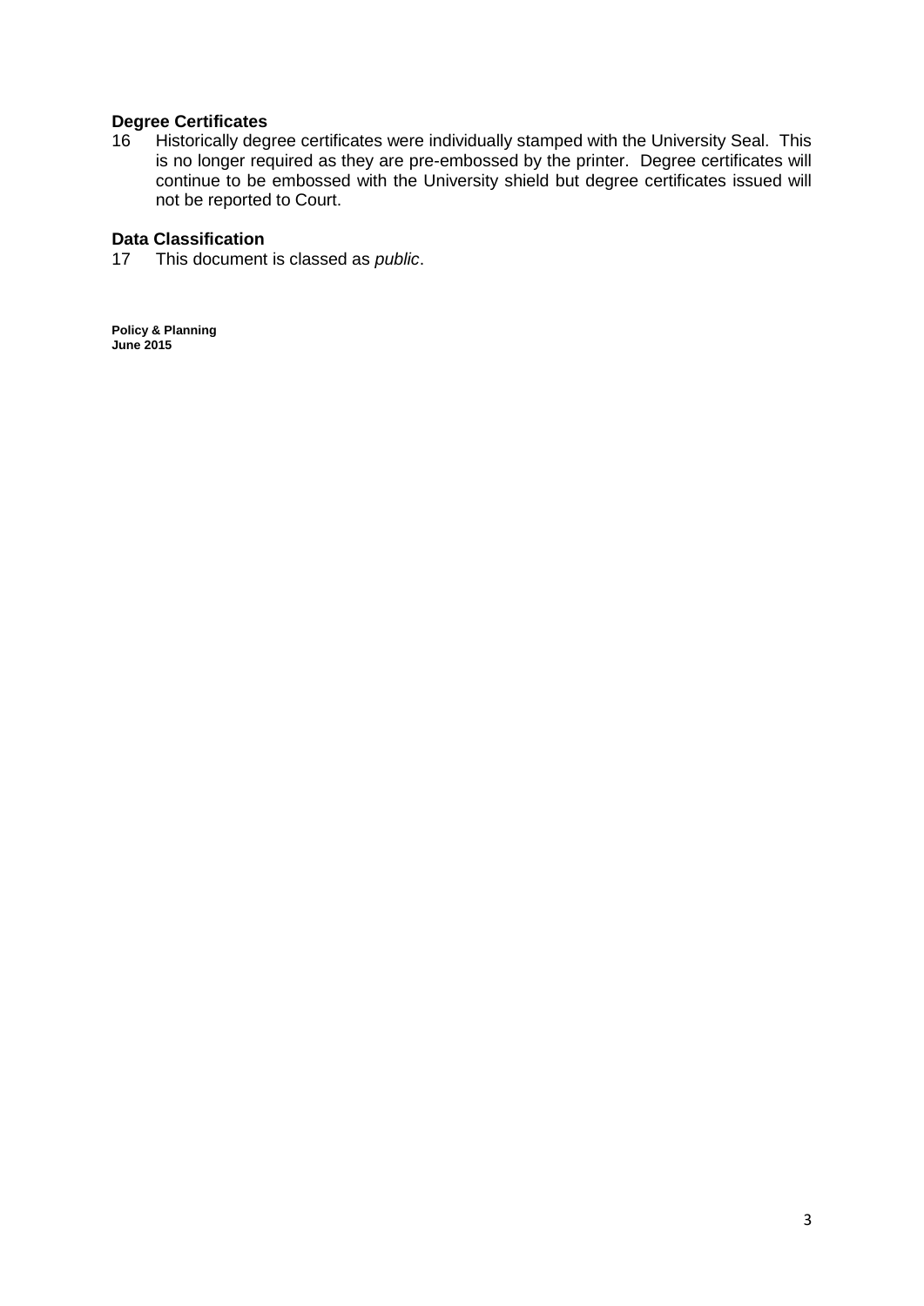## Degree Certificates

16 Historically degree certificates were individually stamped with the University Seal. This is no longer required as they are pre-embossed by the printer. Degree certificates will continue to be embossed with the University shield but degree certificates issued will not be reported to Court.

## Data Classification

17 This document is classed as *public*.

**Policy & Planning**
**June 2015**